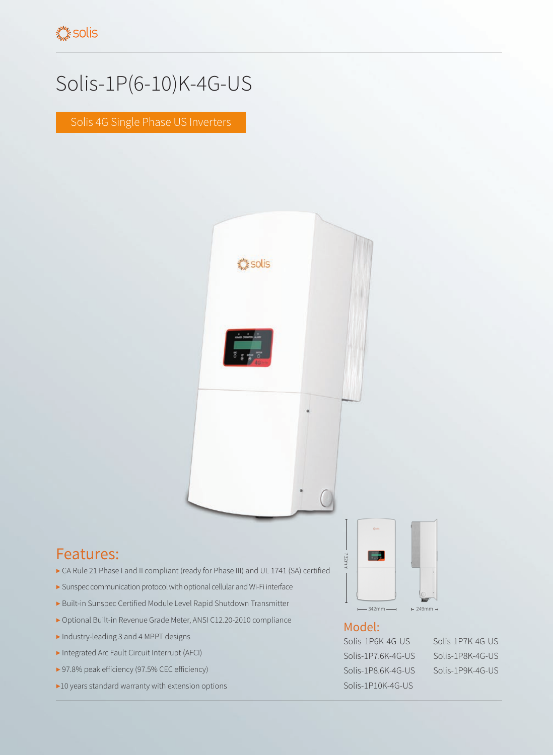# Solis-1P(6-10)K-4G-US

Solis 4G Single Phase US Inverters

732mm

342mm

249mm

## Features:

- CA Rule 21 Phase I and II compliant (ready for Phase III) and UL 1741 (SA) certified
- Sunspec communication protocol with optional cellular and Wi-Fi interface
- Built-in Sunspec Certified Module Level Rapid Shutdown Transmitter
- Optional Built-in Revenue Grade Meter, ANSI C12.20-2010 compliance
- Industry-leading 3 and 4 MPPT designs
- Integrated Arc Fault Circuit Interrupt (AFCI)
- 97.8% peak efficiency (97.5% CEC efficiency)
- 10 years standard warranty with extension options

## Model:

Solis-1P6K-4G-US
Solis-1P7K-4G-US
Solis-1P7.6K-4G-US
Solis-1P8K-4G-US
Solis-1P8.6K-4G-US
Solis-1P9K-4G-US
Solis-1P10K-4G-US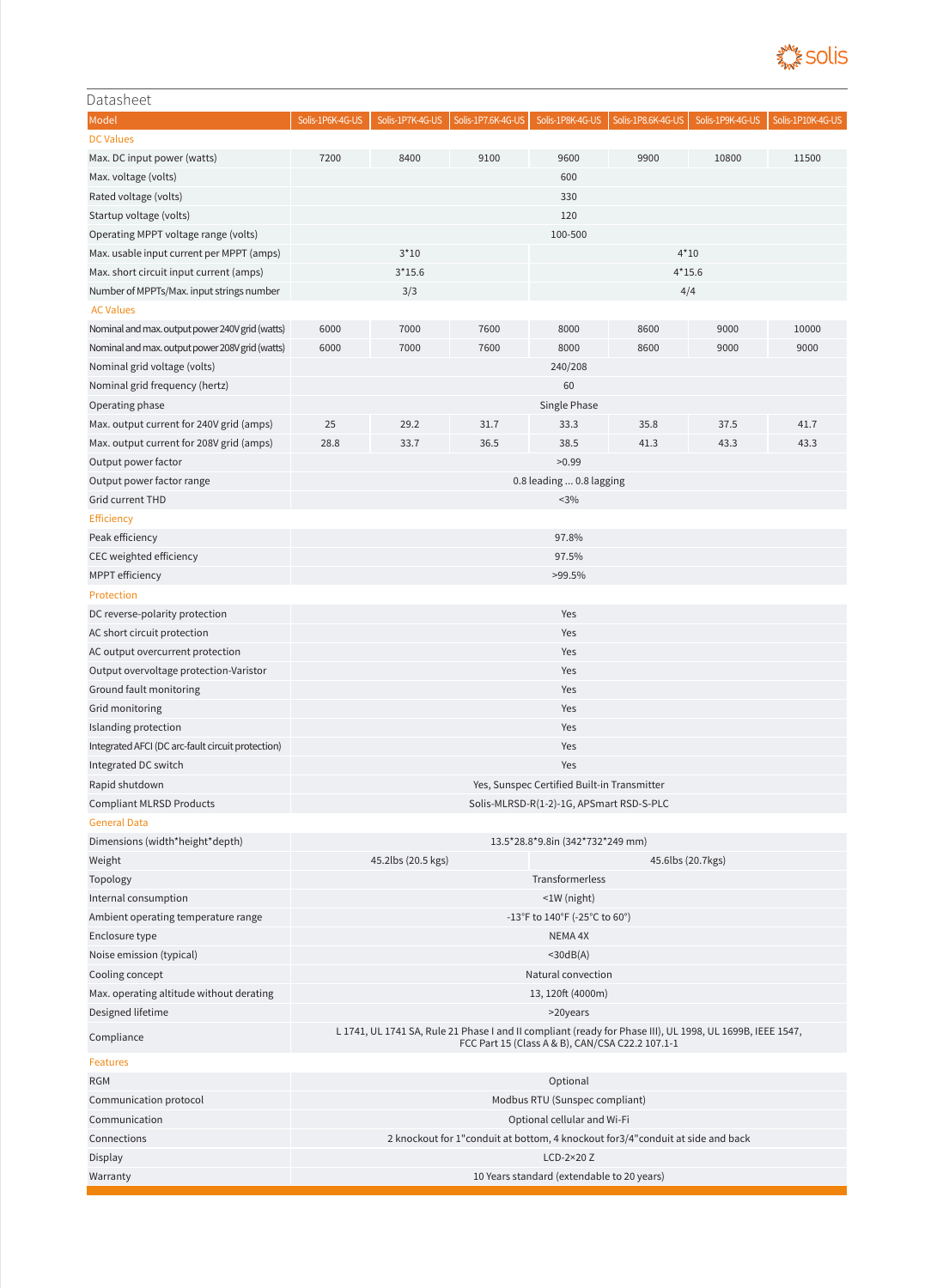## Datasheet

| Model | Solis-1P6K-4G-US | Solis-1P7K-4G-US | Solis-1P7.6K-4G-US | Solis-1P8K-4G-US | Solis-1P8.6K-4G-US | Solis-1P9K-4G-US | Solis-1P10K-4G-US |
|---|---|---|---|---|---|---|---|
| **DC Values** | | | | | | | |
| Max. DC input power (watts) | 7200 | 8400 | 9100 | 9600 | 9900 | 10800 | 11500 |
| Max. voltage (volts) | 600 | | | | | | |
| Rated voltage (volts) | 330 | | | | | | |
| Startup voltage (volts) | 120 | | | | | | |
| Operating MPPT voltage range (volts) | 100-500 | | | | | | |
| Max. usable input current per MPPT (amps) | 3*10 | | | 4*10 | | | |
| Max. short circuit input current (amps) | 3*15.6 | | | 4*15.6 | | | |
| Number of MPPTs/Max. input strings number | 3/3 | | | 4/4 | | | |
| **AC Values** | | | | | | | |
| Nominal and max. output power 240V grid (watts) | 6000 | 7000 | 7600 | 8000 | 8600 | 9000 | 10000 |
| Nominal and max. output power 208V grid (watts) | 6000 | 7000 | 7600 | 8000 | 8600 | 9000 | 9000 |
| Nominal grid voltage (volts) | 240/208 | | | | | | |
| Nominal grid frequency (hertz) | 60 | | | | | | |
| Operating phase | Single Phase | | | | | | |
| Max. output current for 240V grid (amps) | 25 | 29.2 | 31.7 | 33.3 | 35.8 | 37.5 | 41.7 |
| Max. output current for 208V grid (amps) | 28.8 | 33.7 | 36.5 | 38.5 | 41.3 | 43.3 | 43.3 |
| Output power factor | >0.99 | | | | | | |
| Output power factor range | 0.8 leading ... 0.8 lagging | | | | | | |
| Grid current THD | <3% | | | | | | |
| **Efficiency** | | | | | | | |
| Peak efficiency | 97.8% | | | | | | |
| CEC weighted efficiency | 97.5% | | | | | | |
| MPPT efficiency | >99.5% | | | | | | |
| **Protection** | | | | | | | |
| DC reverse-polarity protection | Yes | | | | | | |
| AC short circuit protection | Yes | | | | | | |
| AC output overcurrent protection | Yes | | | | | | |
| Output overvoltage protection-Varistor | Yes | | | | | | |
| Ground fault monitoring | Yes | | | | | | |
| Grid monitoring | Yes | | | | | | |
| Islanding protection | Yes | | | | | | |
| Integrated AFCI (DC arc-fault circuit protection) | Yes | | | | | | |
| Integrated DC switch | Yes | | | | | | |
| Rapid shutdown | Yes, Sunspec Certified Built-in Transmitter | | | | | | |
| Compliant MLRSD Products | Solis-MLRSD-R(1-2)-1G, APSmart RSD-S-PLC | | | | | | |
| **General Data** | | | | | | | |
| Dimensions (width*height*depth) | 13.5*28.8*9.8in (342*732*249 mm) | | | | | | |
| Weight | 45.2lbs (20.5 kgs) | | | 45.6lbs (20.7kgs) | | | |
| Topology | Transformerless | | | | | | |
| Internal consumption | <1W (night) | | | | | | |
| Ambient operating temperature range | -13°F to 140°F (-25°C to 60°) | | | | | | |
| Enclosure type | NEMA 4X | | | | | | |
| Noise emission (typical) | <30dB(A) | | | | | | |
| Cooling concept | Natural convection | | | | | | |
| Max. operating altitude without derating | 13, 120ft (4000m) | | | | | | |
| Designed lifetime | >20years | | | | | | |
| Compliance | L 1741, UL 1741 SA, Rule 21 Phase I and II compliant (ready for Phase III), UL 1998, UL 1699B, IEEE 1547, FCC Part 15 (Class A & B), CAN/CSA C22.2 107.1-1 | | | | | | |
| **Features** | | | | | | | |
| RGM | Optional | | | | | | |
| Communication protocol | Modbus RTU (Sunspec compliant) | | | | | | |
| Communication | Optional cellular and Wi-Fi | | | | | | |
| Connections | 2 knockout for 1"conduit at bottom, 4 knockout for3/4"conduit at side and back | | | | | | |
| Display | LCD-2×20 Z | | | | | | |
| Warranty | 10 Years standard (extendable to 20 years) | | | | | | |